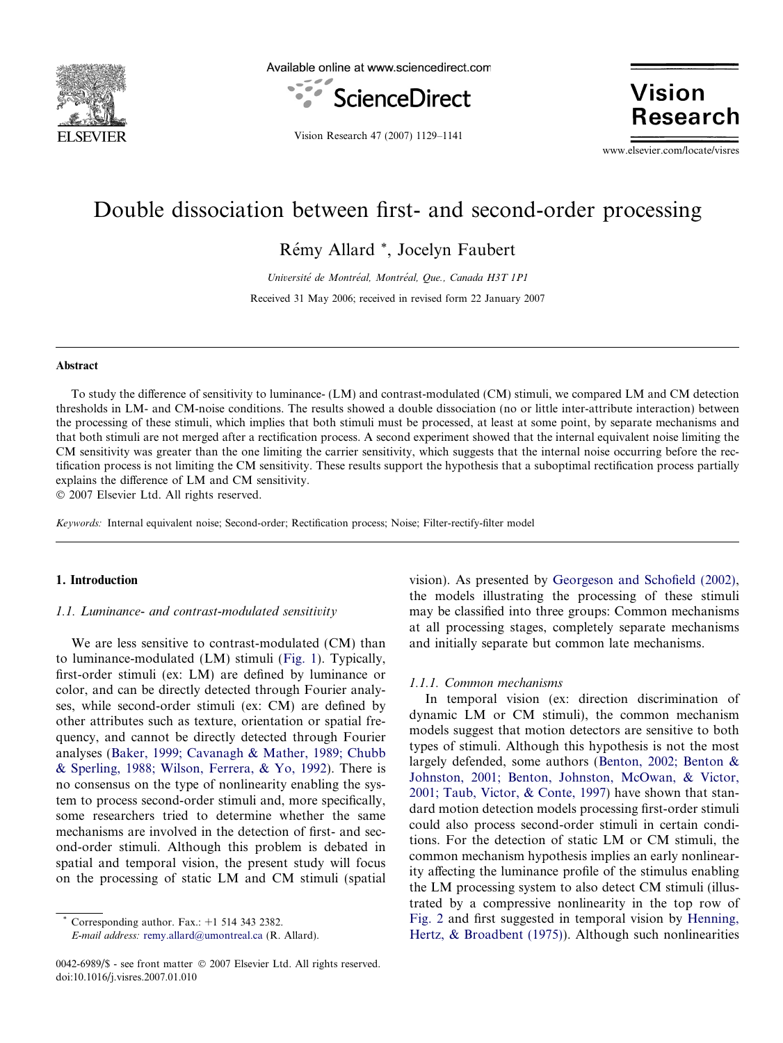# Double dissociation between first- and second-order processing

Rémy Allard *, Jocelyn Faubert

*Université de Montréal, Montréal, Que., Canada H3T 1P1*

Received 31 May 2006; received in revised form 22 January 2007

## Abstract

To study the difference of sensitivity to luminance- (LM) and contrast-modulated (CM) stimuli, we compared LM and CM detection thresholds in LM- and CM-noise conditions. The results showed a double dissociation (no or little inter-attribute interaction) between the processing of these stimuli, which implies that both stimuli must be processed, at least at some point, by separate mechanisms and that both stimuli are not merged after a rectification process. A second experiment showed that the internal equivalent noise limiting the CM sensitivity was greater than the one limiting the carrier sensitivity, which suggests that the internal noise occurring before the rectification process is not limiting the CM sensitivity. These results support the hypothesis that a suboptimal rectification process partially explains the difference of LM and CM sensitivity.

© 2007 Elsevier Ltd. All rights reserved.

*Keywords:* Internal equivalent noise; Second-order; Rectification process; Noise; Filter-rectify-filter model

## 1. Introduction

### 1.1. Luminance- and contrast-modulated sensitivity

We are less sensitive to contrast-modulated (CM) than to luminance-modulated (LM) stimuli (Fig. 1). Typically, first-order stimuli (ex: LM) are defined by luminance or color, and can be directly detected through Fourier analyses, while second-order stimuli (ex: CM) are defined by other attributes such as texture, orientation or spatial frequency, and cannot be directly detected through Fourier analyses (Baker, 1999; Cavanagh & Mather, 1989; Chubb & Sperling, 1988; Wilson, Ferrera, & Yo, 1992). There is no consensus on the type of nonlinearity enabling the system to process second-order stimuli and, more specifically, some researchers tried to determine whether the same mechanisms are involved in the detection of first- and second-order stimuli. Although this problem is debated in spatial and temporal vision, the present study will focus on the processing of static LM and CM stimuli (spatial vision). As presented by Georgeson and Schofield (2002), the models illustrating the processing of these stimuli may be classified into three groups: Common mechanisms at all processing stages, completely separate mechanisms and initially separate but common late mechanisms.

#### 1.1.1. Common mechanisms

In temporal vision (ex: direction discrimination of dynamic LM or CM stimuli), the common mechanism models suggest that motion detectors are sensitive to both types of stimuli. Although this hypothesis is not the most largely defended, some authors (Benton, 2002; Benton & Johnston, 2001; Benton, Johnston, McOwan, & Victor, 2001; Taub, Victor, & Conte, 1997) have shown that standard motion detection models processing first-order stimuli could also process second-order stimuli in certain conditions. For the detection of static LM or CM stimuli, the common mechanism hypothesis implies an early nonlinearity affecting the luminance profile of the stimulus enabling the LM processing system to also detect CM stimuli (illustrated by a compressive nonlinearity in the top row of Fig. 2 and first suggested in temporal vision by Henning, Hertz, & Broadbent (1975)). Although such nonlinearities

---

* Corresponding author. Fax.: +1 514 343 2382.
*E-mail address:* remy.allard@umontreal.ca (R. Allard).

0042-6989/$ - see front matter © 2007 Elsevier Ltd. All rights reserved.
doi:10.1016/j.visres.2007.01.010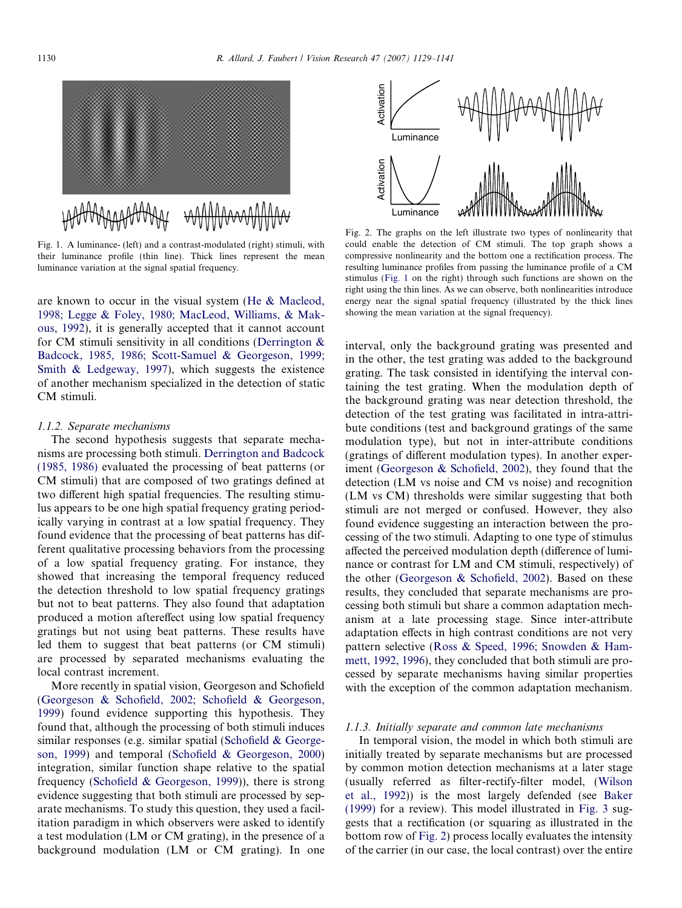Activation

Luminance

Activation

Luminance

Fig. 1. A luminance- (left) and a contrast-modulated (right) stimuli, with their luminance profile (thin line). Thick lines represent the mean luminance variation at the signal spatial frequency.

Fig. 2. The graphs on the left illustrate two types of nonlinearity that could enable the detection of CM stimuli. The top graph shows a compressive nonlinearity and the bottom one a rectification process. The resulting luminance profiles from passing the luminance profile of a CM stimulus (Fig. 1 on the right) through such functions are shown on the right using the thin lines. As we can observe, both nonlinearities introduce energy near the signal spatial frequency (illustrated by the thick lines showing the mean variation at the signal frequency).

are known to occur in the visual system (He & Macleod, 1998; Legge & Foley, 1980; MacLeod, Williams, & Makous, 1992), it is generally accepted that it cannot account for CM stimuli sensitivity in all conditions (Derrington & Badcock, 1985, 1986; Scott-Samuel & Georgeson, 1999; Smith & Ledgeway, 1997), which suggests the existence of another mechanism specialized in the detection of static CM stimuli.

#### 1.1.2. Separate mechanisms

The second hypothesis suggests that separate mechanisms are processing both stimuli. Derrington and Badcock (1985, 1986) evaluated the processing of beat patterns (or CM stimuli) that are composed of two gratings defined at two different high spatial frequencies. The resulting stimulus appears to be one high spatial frequency grating periodically varying in contrast at a low spatial frequency. They found evidence that the processing of beat patterns has different qualitative processing behaviors from the processing of a low spatial frequency grating. For instance, they showed that increasing the temporal frequency reduced the detection threshold to low spatial frequency gratings but not to beat patterns. They also found that adaptation produced a motion aftereffect using low spatial frequency gratings but not using beat patterns. These results have led them to suggest that beat patterns (or CM stimuli) are processed by separated mechanisms evaluating the local contrast increment.

More recently in spatial vision, Georgeson and Schofield (Georgeson & Schofield, 2002; Schofield & Georgeson, 1999) found evidence supporting this hypothesis. They found that, although the processing of both stimuli induces similar responses (e.g. similar spatial (Schofield & Georgeson, 1999) and temporal (Schofield & Georgeson, 2000) integration, similar function shape relative to the spatial frequency (Schofield & Georgeson, 1999)), there is strong evidence suggesting that both stimuli are processed by separate mechanisms. To study this question, they used a facilitation paradigm in which observers were asked to identify a test modulation (LM or CM grating), in the presence of a background modulation (LM or CM grating). In one interval, only the background grating was presented and in the other, the test grating was added to the background grating. The task consisted in identifying the interval containing the test grating. When the modulation depth of the background grating was near detection threshold, the detection of the test grating was facilitated in intra-attribute conditions (test and background gratings of the same modulation type), but not in inter-attribute conditions (gratings of different modulation types). In another experiment (Georgeson & Schofield, 2002), they found that the detection (LM vs noise and CM vs noise) and recognition (LM vs CM) thresholds were similar suggesting that both stimuli are not merged or confused. However, they also found evidence suggesting an interaction between the processing of the two stimuli. Adapting to one type of stimulus affected the perceived modulation depth (difference of luminance or contrast for LM and CM stimuli, respectively) of the other (Georgeson & Schofield, 2002). Based on these results, they concluded that separate mechanisms are processing both stimuli but share a common adaptation mechanism at a late processing stage. Since inter-attribute adaptation effects in high contrast conditions are not very pattern selective (Ross & Speed, 1996; Snowden & Hammett, 1992, 1996), they concluded that both stimuli are processed by separate mechanisms having similar properties with the exception of the common adaptation mechanism.

#### 1.1.3. Initially separate and common late mechanisms

In temporal vision, the model in which both stimuli are initially treated by separate mechanisms but are processed by common motion detection mechanisms at a later stage (usually referred as filter-rectify-filter model, (Wilson et al., 1992)) is the most largely defended (see Baker (1999) for a review). This model illustrated in Fig. 3 suggests that a rectification (or squaring as illustrated in the bottom row of Fig. 2) process locally evaluates the intensity of the carrier (in our case, the local contrast) over the entire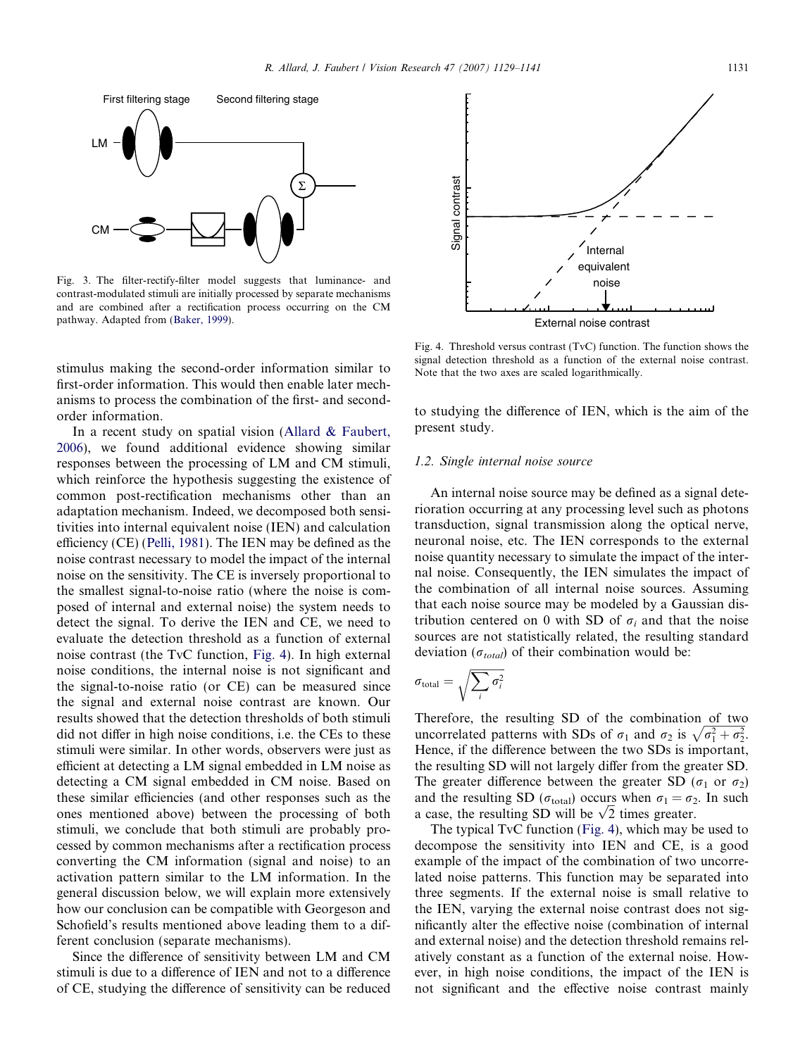First filtering stage

Second filtering stage

LM

CM

Σ

Fig. 3. The filter-rectify-filter model suggests that luminance- and contrast-modulated stimuli are initially processed by separate mechanisms and are combined after a rectification process occurring on the CM pathway. Adapted from (Baker, 1999).

Signal contrast

Internal equivalent noise

External noise contrast

Fig. 4. Threshold versus contrast (TvC) function. The function shows the signal detection threshold as a function of the external noise contrast. Note that the two axes are scaled logarithmically.

stimulus making the second-order information similar to first-order information. This would then enable later mechanisms to process the combination of the first- and second-order information.

In a recent study on spatial vision (Allard & Faubert, 2006), we found additional evidence showing similar responses between the processing of LM and CM stimuli, which reinforce the hypothesis suggesting the existence of common post-rectification mechanisms other than an adaptation mechanism. Indeed, we decomposed both sensitivities into internal equivalent noise (IEN) and calculation efficiency (CE) (Pelli, 1981). The IEN may be defined as the noise contrast necessary to model the impact of the internal noise on the sensitivity. The CE is inversely proportional to the smallest signal-to-noise ratio (where the noise is composed of internal and external noise) the system needs to detect the signal. To derive the IEN and CE, we need to evaluate the detection threshold as a function of external noise contrast (the TvC function, Fig. 4). In high external noise conditions, the internal noise is not significant and the signal-to-noise ratio (or CE) can be measured since the signal and external noise contrast are known. Our results showed that the detection thresholds of both stimuli did not differ in high noise conditions, i.e. the CEs to these stimuli were similar. In other words, observers were just as efficient at detecting a LM signal embedded in LM noise as detecting a CM signal embedded in CM noise. Based on these similar efficiencies (and other responses such as the ones mentioned above) between the processing of both stimuli, we conclude that both stimuli are probably processed by common mechanisms after a rectification process converting the CM information (signal and noise) to an activation pattern similar to the LM information. In the general discussion below, we will explain more extensively how our conclusion can be compatible with Georgeson and Schofield's results mentioned above leading them to a different conclusion (separate mechanisms).

Since the difference of sensitivity between LM and CM stimuli is due to a difference of IEN and not to a difference of CE, studying the difference of sensitivity can be reduced to studying the difference of IEN, which is the aim of the present study.

## 1.2. Single internal noise source

An internal noise source may be defined as a signal deterioration occurring at any processing level such as photons transduction, signal transmission along the optical nerve, neuronal noise, etc. The IEN corresponds to the external noise necessary to simulate the impact of the internal noise. Consequently, the IEN simulates the impact of the combination of all internal noise sources. Assuming that each noise source may be modeled by a Gaussian distribution centered on 0 with SD of $\sigma_i$ and that the noise sources are not statistically related, the resulting standard deviation ($\sigma_{total}$) of their combination would be:

$$\sigma_{\text{total}} = \sqrt{\sum_i \sigma_i^2}$$

Therefore, the resulting SD of the combination of two uncorrelated patterns with SDs of $\sigma_1$ and $\sigma_2$ is $\sqrt{\sigma_1^2 + \sigma_2^2}$. Hence, if the difference between the two SDs is important, the resulting SD will not largely differ from the greater SD. The greater difference between the greater SD ($\sigma_1$ or $\sigma_2$) and the resulting SD ($\sigma_{\text{total}}$) occurs when $\sigma_1 = \sigma_2$. In such a case, the resulting SD will be $\sqrt{2}$ times greater.

The typical TvC function (Fig. 4), which may be used to decompose the sensitivity into IEN and CE, is a good example of the impact of the combination of two uncorrelated noise patterns. This function may be separated into three segments. If the external noise is small relative to the IEN, varying the external noise contrast does not significantly alter the effective noise (combination of internal and external noise) and the detection threshold remains relatively constant as a function of the external noise. However, in high noise conditions, the impact of the IEN is not significant and the effective noise contrast mainly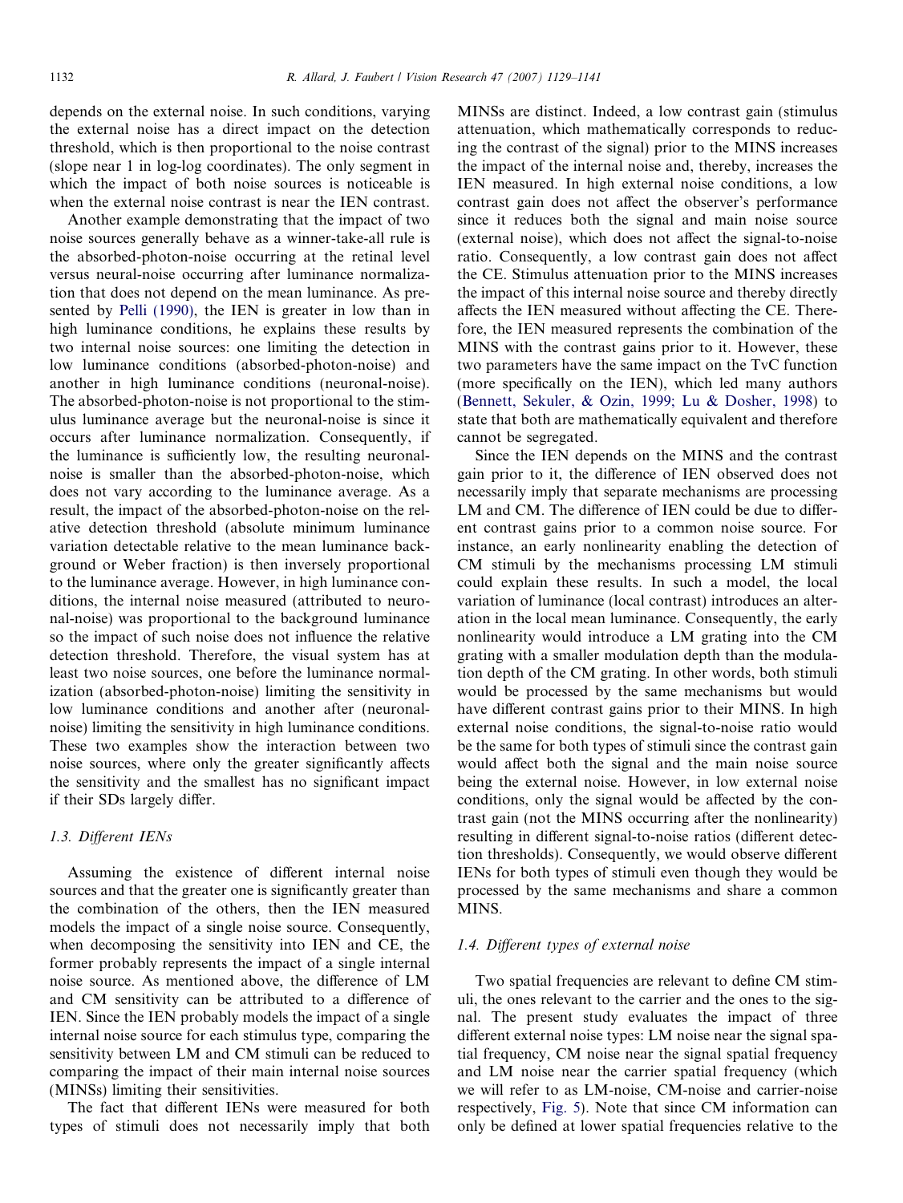depends on the external noise. In such conditions, varying the external noise has a direct impact on the detection threshold, which is then proportional to the noise contrast (slope near 1 in log-log coordinates). The only segment in which the impact of both noise sources is noticeable is when the external noise contrast is near the IEN contrast.

Another example demonstrating that the impact of two noise sources generally behave as a winner-take-all rule is the absorbed-photon-noise occurring at the retinal level versus neural-noise occurring after luminance normalization that does not depend on the mean luminance. As presented by Pelli (1990), the IEN is greater in low than in high luminance conditions, he explains these results by two internal noise sources: one limiting the detection in low luminance conditions (absorbed-photon-noise) and another in high luminance conditions (neuronal-noise). The absorbed-photon-noise is not proportional to the stimulus luminance average but the neuronal-noise is since it occurs after luminance normalization. Consequently, if the luminance is sufficiently low, the resulting neuronal-noise is smaller than the absorbed-photon-noise, which does not vary according to the luminance average. As a result, the impact of the absorbed-photon-noise on the relative detection threshold (absolute minimum luminance variation detectable relative to the mean luminance background or Weber fraction) is then inversely proportional to the luminance average. However, in high luminance conditions, the internal noise measured (attributed to neuronal-noise) was proportional to the background luminance so the impact of such noise does not influence the relative detection threshold. Therefore, the visual system has at least two noise sources, one before the luminance normalization (absorbed-photon-noise) limiting the sensitivity in low luminance conditions and another after (neuronal-noise) limiting the sensitivity in high luminance conditions. These two examples show the interaction between two noise sources, where only the greater significantly affects the sensitivity and the smallest has no significant impact if their SDs largely differ.

### 1.3. Different IENs

Assuming the existence of different internal noise sources and that the greater one is significantly greater than the combination of the others, then the IEN measured models the impact of a single noise source. Consequently, when decomposing the sensitivity into IEN and CE, the former probably represents the impact of a single internal noise source. As mentioned above, the difference of LM and CM sensitivity can be attributed to a difference of IEN. Since the IEN probably models the impact of a single internal noise source for each stimulus type, comparing the sensitivity between LM and CM stimuli can be reduced to comparing the impact of their main internal noise sources (MINSs) limiting their sensitivities.

The fact that different IENs were measured for both types of stimuli does not necessarily imply that both MINSs are distinct. Indeed, a low contrast gain (stimulus attenuation, which mathematically corresponds to reducing the contrast of the signal) prior to the MINS increases the impact of the internal noise and, thereby, increases the IEN measured. In high external noise conditions, a low contrast gain does not affect the observer's performance since it reduces both the signal and main noise source (external noise), which does not affect the signal-to-noise ratio. Consequently, a low contrast gain does not affect the CE. Stimulus attenuation prior to the MINS increases the impact of this internal noise source and thereby directly affects the IEN measured without affecting the CE. Therefore, the IEN measured represents the combination of the MINS with the contrast gains prior to it. However, these two parameters have the same impact on the TvC function (more specifically on the IEN), which led many authors (Bennett, Sekuler, & Ozin, 1999; Lu & Dosher, 1998) to state that both are mathematically equivalent and therefore cannot be segregated.

Since the IEN depends on the MINS and the contrast gain prior to it, the difference of IEN observed does not necessarily imply that separate mechanisms are processing LM and CM. The difference of IEN could be due to different contrast gains prior to a common noise source. For instance, an early nonlinearity enabling the detection of CM stimuli by the mechanisms processing LM stimuli could explain these results. In such a model, the local variation of luminance (local contrast) introduces an alteration in the local mean luminance. Consequently, the early nonlinearity would introduce a LM grating into the CM grating with a smaller modulation depth than the modulation depth of the CM grating. In other words, both stimuli would be processed by the same mechanisms but would have different contrast gains prior to their MINS. In high external noise conditions, the signal-to-noise ratio would be the same for both types of stimuli since the contrast gain would affect both the signal and the main noise source being the external noise. However, in low external noise conditions, only the signal would be affected by the contrast gain (not the MINS occurring after the nonlinearity) resulting in different signal-to-noise ratios (different detection thresholds). Consequently, we would observe different IENs for both types of stimuli even though they would be processed by the same mechanisms and share a common MINS.

### 1.4. Different types of external noise

Two spatial frequencies are relevant to define CM stimuli, the ones relevant to the carrier and the ones to the signal. The present study evaluates the impact of three different external noise types: LM noise near the signal spatial frequency, CM noise near the signal spatial frequency and LM noise near the carrier spatial frequency (which we will refer to as LM-noise, CM-noise and carrier-noise respectively, Fig. 5). Note that since CM information can only be defined at lower spatial frequencies relative to the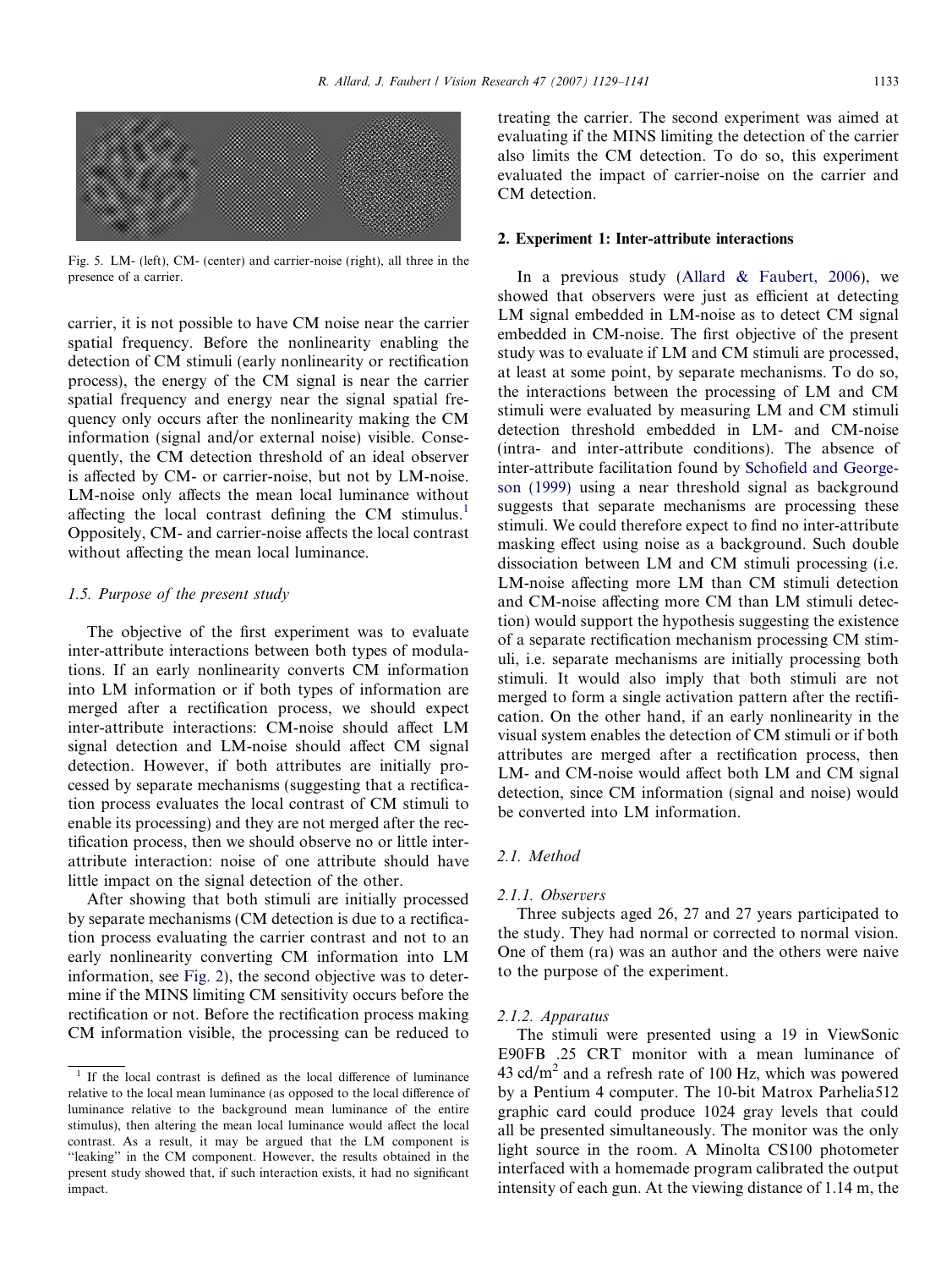Fig. 5. LM- (left), CM- (center) and carrier-noise (right), all three in the presence of a carrier.

carrier, it is not possible to have CM noise near the carrier spatial frequency. Before the nonlinearity enabling the detection of CM stimuli (early nonlinearity or rectification process), the energy of the CM signal is near the carrier spatial frequency and energy near the signal spatial frequency only occurs after the nonlinearity making the CM information (signal and/or external noise) visible. Consequently, the CM detection threshold of an ideal observer is affected by CM- or carrier-noise, but not by LM-noise. LM-noise only affects the mean local luminance without affecting the local contrast defining the CM stimulus.[1] Oppositely, CM- and carrier-noise affects the local contrast without affecting the mean local luminance.

### 1.5. Purpose of the present study

The objective of the first experiment was to evaluate inter-attribute interactions between both types of modulations. If an early nonlinearity converts CM information into LM information or if both types of information are merged after a rectification process, we should expect inter-attribute interactions: CM-noise should affect LM signal detection and LM-noise should affect CM signal detection. However, if both attributes are initially processed by separate mechanisms (suggesting that a rectification process evaluates the local contrast of CM stimuli to enable its processing) and they are not merged after the rectification process, then we should observe no or little inter-attribute interaction: noise of one attribute should have little impact on the signal detection of the other.

After showing that both stimuli are initially processed by separate mechanisms (CM detection is due to a rectification process evaluating the carrier contrast and not to an early nonlinearity converting CM information into LM information, see Fig. 2), the second objective was to determine if the MINS limiting CM sensitivity occurs before the rectification or not. Before the rectification process making CM information visible, the processing can be reduced to treating the carrier. The second experiment was aimed at evaluating if the MINS limiting the detection of the carrier also limits the CM detection. To do so, this experiment evaluated the impact of carrier-noise on the carrier and CM detection.

## 2. Experiment 1: Inter-attribute interactions

In a previous study (Allard & Faubert, 2006), we showed that observers were just as efficient at detecting LM signal embedded in LM-noise as to detect CM signal embedded in CM-noise. The first objective of the present study was to evaluate if LM and CM stimuli are processed, at least at some point, by separate mechanisms. To do so, the interactions between the processing of LM and CM stimuli were evaluated by measuring LM and CM stimuli detection threshold embedded in LM- and CM-noise (intra- and inter-attribute conditions). The absence of inter-attribute facilitation found by Schofield and Georgeson (1999) using a near threshold signal as background suggests that separate mechanisms are processing these stimuli. We could therefore expect to find no inter-attribute masking effect using noise as a background. Such double dissociation between LM and CM stimuli processing (i.e. LM-noise affecting more LM than CM stimuli detection and CM-noise affecting more CM than LM stimuli detection) would support the hypothesis suggesting the existence of a separate rectification mechanism processing CM stimuli, i.e. separate mechanisms are initially processing both stimuli. It would also imply that both stimuli are not merged to form a single activation pattern after the rectification. On the other hand, if an early nonlinearity in the visual system enables the detection of CM stimuli or if both attributes are merged after a rectification process, then LM- and CM-noise would affect both LM and CM signal detection, since CM information (signal and noise) would be converted into LM information.

### 2.1. Method

#### 2.1.1. Observers

Three subjects aged 26, 27 and 27 years participated to the study. They had normal or corrected to normal vision. One of them (ra) was an author and the others were naive to the purpose of the experiment.

#### 2.1.2. Apparatus

The stimuli were presented using a 19 in ViewSonic E90FB .25 CRT monitor with a mean luminance of 43 cd/m$^2$ and a refresh rate of 100 Hz, which was powered by a Pentium 4 computer. The 10-bit Matrox Parhelia512 graphic card could produce 1024 gray levels that could all be presented simultaneously. The monitor was the only light source in the room. A Minolta CS100 photometer interfaced with a homemade program calibrated the output intensity of each gun. At the viewing distance of 1.14 m, the

---

[1] If the local contrast is defined as the local difference of luminance relative to the local mean luminance (as opposed to the local difference of luminance relative to the background mean luminance of the entire stimulus), then altering the mean local luminance would affect the local contrast. As a result, it may be argued that the LM component is "leaking" in the CM component. However, the results obtained in the present study showed that, if such interaction exists, it had no significant impact.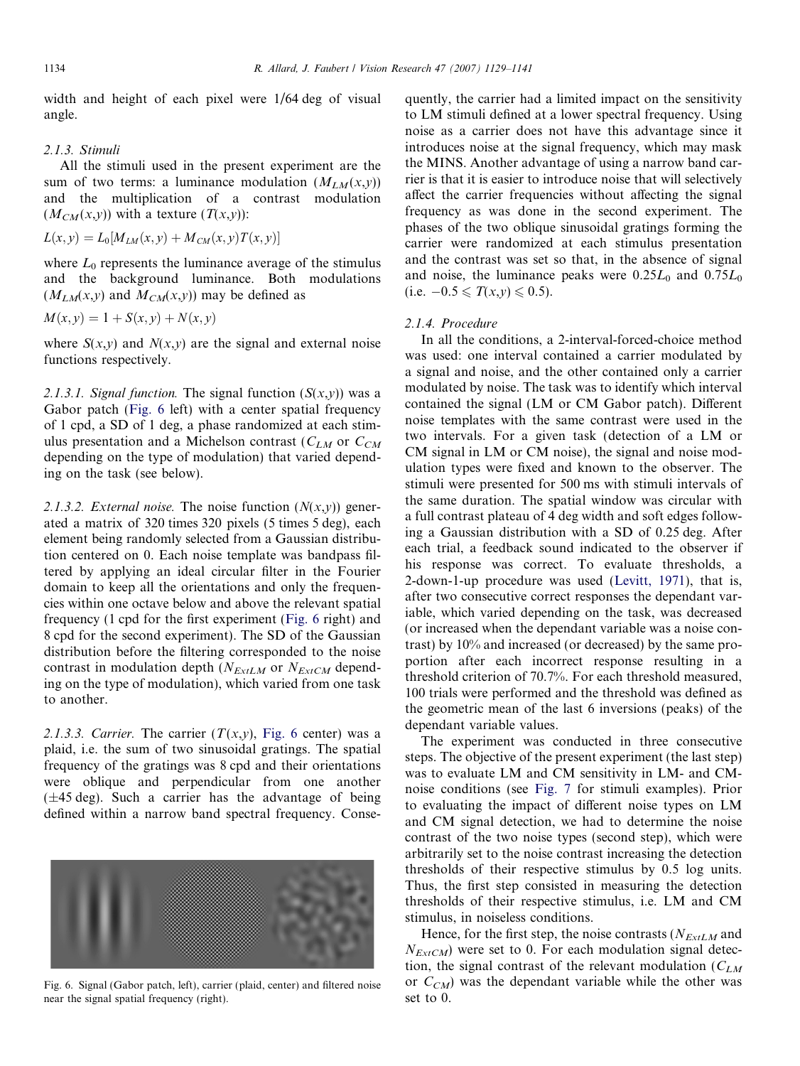width and height of each pixel were 1/64 deg of visual angle.

#### 2.1.3. Stimuli

All the stimuli used in the present experiment are the sum of two terms: a luminance modulation ($M_{LM}(x,y)$) and the multiplication of a contrast modulation ($M_{CM}(x,y)$) with a texture ($T(x,y)$):

$$L(x,y) = L_0[M_{LM}(x,y) + M_{CM}(x,y)T(x,y)]$$

where $L_0$ represents the luminance average of the stimulus and the background luminance. Both modulations ($M_{LM}(x,y)$ and $M_{CM}(x,y)$) may be defined as

$$M(x,y) = 1 + S(x,y) + N(x,y)$$

where $S(x,y)$ and $N(x,y)$ are the signal and external noise functions respectively.

*2.1.3.1. Signal function.* The signal function ($S(x,y)$) was a Gabor patch (Fig. 6 left) with a center spatial frequency of 1 cpd, a SD of 1 deg, a phase randomized at each stimulus presentation and a Michelson contrast ($C_{LM}$ or $C_{CM}$ depending on the type of modulation) that varied depending on the task (see below).

*2.1.3.2. External noise.* The noise function ($N(x,y)$) generated a matrix of 320 times 320 pixels (5 times 5 deg), each element being randomly selected from a Gaussian distribution centered on 0. Each noise template was bandpass filtered by applying an ideal circular filter in the Fourier domain to keep all the orientations and only the frequencies within one octave below and above the relevant spatial frequency (1 cpd for the first experiment (Fig. 6 right) and 8 cpd for the second experiment). The SD of the Gaussian distribution before the filtering corresponded to the noise contrast in modulation depth ($N_{ExtLM}$ or $N_{ExtCM}$ depending on the type of modulation), which varied from one task to another.

*2.1.3.3. Carrier.* The carrier ($T(x,y)$, Fig. 6 center) was a plaid, i.e. the sum of two sinusoidal gratings. The spatial frequency of the gratings was 8 cpd and their orientations were oblique and perpendicular from one another ($\pm$45 deg). Such a carrier has the advantage of being defined within a narrow band spectral frequency. Consequently, the carrier had a limited impact on the sensitivity to LM stimuli defined at a lower spectral frequency. Using noise as a carrier does not have this advantage since it introduces noise at the signal frequency, which may mask the MINS. Another advantage of using a narrow band carrier is that it is easier to introduce noise that will selectively affect the carrier frequencies without affecting the signal frequency as was done in the second experiment. The phases of the two oblique sinusoidal gratings forming the carrier were randomized at each stimulus presentation and the contrast was set so that, in the absence of signal and noise, the luminance peaks were $0.25L_0$ and $0.75L_0$ (i.e. $-0.5 \leqslant T(x,y) \leqslant 0.5$).

Fig. 6. Signal (Gabor patch, left), carrier (plaid, center) and filtered noise near the signal spatial frequency (right).

#### 2.1.4. Procedure

In all the conditions, a 2-interval-forced-choice method was used: one interval contained a carrier modulated by a signal and noise, and the other contained only a carrier modulated by noise. The task was to identify which interval contained the signal (LM or CM Gabor patch). Different noise templates with the same contrast were used in the two intervals. For a given task (detection of a LM or CM signal in LM or CM noise), the signal and noise modulation types were fixed and known to the observer. The stimuli were presented for 500 ms with stimuli intervals of the same duration. The spatial window was circular with a full contrast plateau of 4 deg width and soft edges following a Gaussian distribution with a SD of 0.25 deg. After each trial, a feedback sound indicated to the observer if his response was correct. To evaluate thresholds, a 2-down-1-up procedure was used (Levitt, 1971), that is, after two consecutive correct responses the dependant variable, which varied depending on the task, was decreased (or increased when the dependant variable was a noise contrast) by 10% and increased (or decreased) by the same proportion after each incorrect response resulting in a threshold criterion of 70.7%. For each threshold measured, 100 trials were performed and the threshold was defined as the geometric mean of the last 6 inversions (peaks) of the dependant variable values.

The experiment was conducted in three consecutive steps. The objective of the present experiment (the last step) was to evaluate LM and CM sensitivity in LM- and CM-noise conditions (see Fig. 7 for stimuli examples). Prior to evaluating the impact of different noise types on LM and CM signal detection, we had to determine the noise contrast of the two noise types (second step), which were arbitrarily set to the noise contrast increasing the detection thresholds of their respective stimulus by 0.5 log units. Thus, the first step consisted in measuring the detection thresholds of their respective stimulus, i.e. LM and CM stimulus, in noiseless conditions.

Hence, for the first step, the noise contrasts ($N_{ExtLM}$ and $N_{ExtCM}$) were set to 0. For each modulation signal detection, the signal contrast of the relevant modulation ($C_{LM}$ or $C_{CM}$) was the dependant variable while the other was set to 0.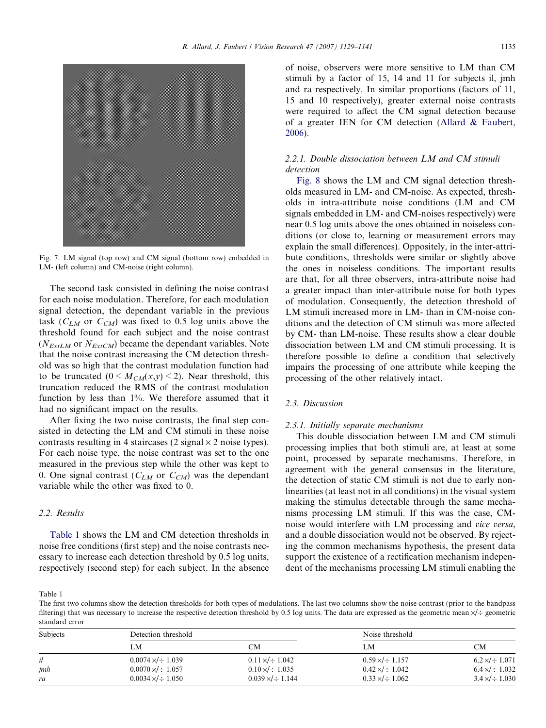Fig. 7. LM signal (top row) and CM signal (bottom row) embedded in LM- (left column) and CM-noise (right column).

The second task consisted in defining the noise contrast for each noise modulation. Therefore, for each modulation signal detection, the dependant variable in the previous task ($C_{LM}$ or $C_{CM}$) was fixed to 0.5 log units above the threshold found for each subject and the noise contrast ($N_{ExtLM}$ or $N_{ExtCM}$) became the dependant variables. Note that the noise contrast increasing the CM detection threshold was so high that the contrast modulation function had to be truncated ($0 < M_{CM}(x,y) < 2$). Near threshold, this truncation reduced the RMS of the contrast modulation function by less than 1%. We therefore assumed that it had no significant impact on the results.

After fixing the two noise contrasts, the final step consisted in detecting the LM and CM stimuli in these noise contrasts resulting in 4 staircases (2 signal × 2 noise types). For each noise type, the noise contrast was set to the one measured in the previous step while the other was kept to 0. One signal contrast ($C_{LM}$ or $C_{CM}$) was the dependant variable while the other was fixed to 0.

## 2.2. Results

Table 1 shows the LM and CM detection thresholds in noise free conditions (first step) and the noise contrasts necessary to increase each detection threshold by 0.5 log units, respectively (second step) for each subject. In the absence of noise, observers were more sensitive to LM than CM stimuli by a factor of 15, 14 and 11 for subjects il, jmh and ra respectively. In similar proportions (factors of 11, 15 and 10 respectively), greater external noise contrasts were required to affect the CM signal detection because of a greater IEN for CM detection (Allard & Faubert, 2006).

### 2.2.1. Double dissociation between LM and CM stimuli detection

Fig. 8 shows the LM and CM signal detection thresholds measured in LM- and CM-noise. As expected, thresholds in intra-attribute noise conditions (LM and CM signals embedded in LM- and CM-noises respectively) were near 0.5 log units above the ones obtained in noiseless conditions (or close to, learning or measurement errors may explain the small differences). Oppositely, in the inter-attribute conditions, thresholds were similar or slightly above the ones in noiseless conditions. The important results are that, for all three observers, intra-attribute noise had a greater impact than inter-attribute noise for both types of modulation. Consequently, the detection threshold of LM stimuli increased more in LM- than in CM-noise conditions and the detection of CM stimuli was more affected by CM- than LM-noise. These results show a clear double dissociation between LM and CM stimuli processing. It is therefore possible to define a condition that selectively impairs the processing of one attribute while keeping the processing of the other relatively intact.

## 2.3. Discussion

### 2.3.1. Initially separate mechanisms

This double dissociation between LM and CM stimuli processing implies that both stimuli are, at least at some point, processed by separate mechanisms. Therefore, in agreement with the general consensus in the literature, the detection of static CM stimuli is not due to early nonlinearities (at least not in all conditions) in the visual system making the stimulus detectable through the same mechanisms processing LM stimuli. If this was the case, CM-noise would interfere with LM processing and *vice versa*, and a double dissociation would not be observed. By rejecting the common mechanisms hypothesis, the present data support the existence of a rectification mechanism independent of the mechanisms processing LM stimuli enabling the

Table 1
The first two columns show the detection thresholds for both types of modulations. The last two columns show the noise contrast (prior to the bandpass filtering) that was necessary to increase the respective detection threshold by 0.5 log units. The data are expressed as the geometric mean ×/÷ geometric standard error

| Subjects | Detection threshold | | Noise threshold | |
|---|---|---|---|---|
| | LM | CM | LM | CM |
| *il* | 0.0074 ×/÷ 1.039 | 0.11 ×/÷ 1.042 | 0.59 ×/÷ 1.157 | 6.2 ×/÷ 1.071 |
| *jmh* | 0.0070 ×/÷ 1.057 | 0.10 ×/÷ 1.035 | 0.42 ×/÷ 1.042 | 6.4 ×/÷ 1.032 |
| *ra* | 0.0034 ×/÷ 1.050 | 0.039 ×/÷ 1.144 | 0.33 ×/÷ 1.062 | 3.4 ×/÷ 1.030 |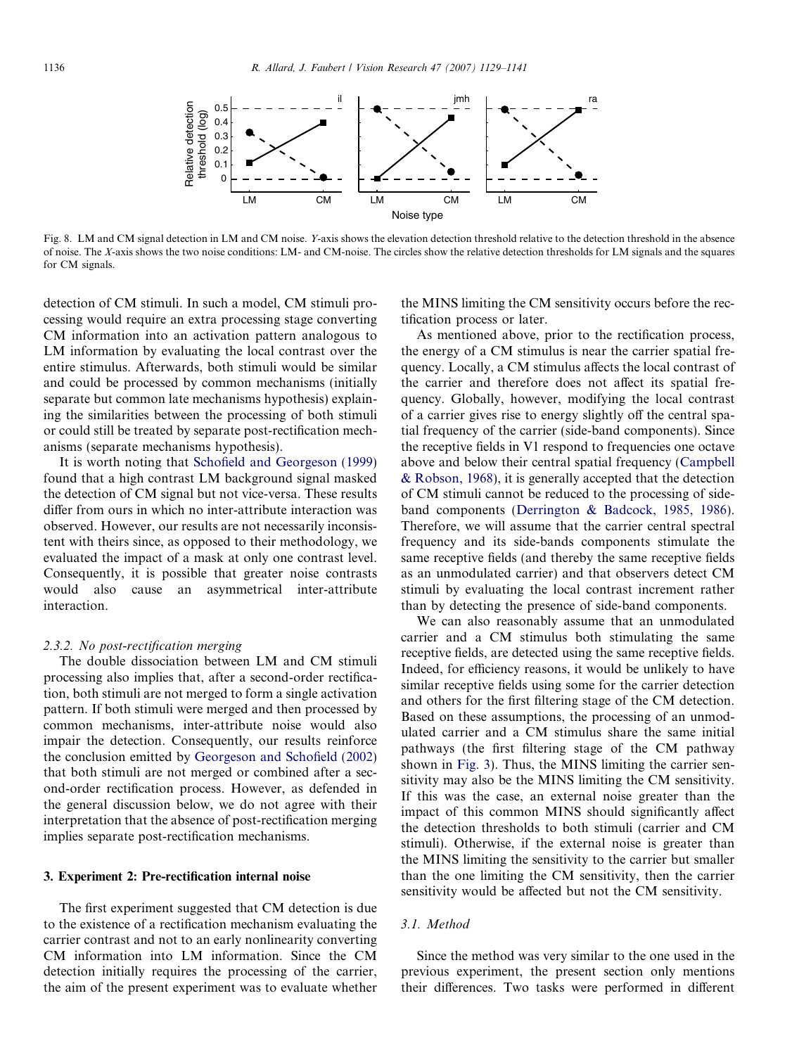Relative detection threshold (log)

0.5
0.4
0.3
0.2
0.1
0

il

jmh

ra

LM CM LM CM LM CM

Noise type

Fig. 8. LM and CM signal detection in LM and CM noise. *Y*-axis shows the elevation detection threshold relative to the detection threshold in the absence of noise. The *X*-axis shows the two noise conditions: LM- and CM-noise. The circles show the relative detection thresholds for LM signals and the squares for CM signals.

detection of CM stimuli. In such a model, CM stimuli processing would require an extra processing stage converting CM information into an activation pattern analogous to LM information by evaluating the local contrast over the entire stimulus. Afterwards, both stimuli would be similar and could be processed by common mechanisms (initially separate but common late mechanisms hypothesis) explaining the similarities between the processing of both stimuli or could still be treated by separate post-rectification mechanisms (separate mechanisms hypothesis).

It is worth noting that Schofield and Georgeson (1999) found that a high contrast LM background signal masked the detection of CM signal but not vice-versa. These results differ from ours in which no inter-attribute interaction was observed. However, our results are not necessarily inconsistent with theirs since, as opposed to their methodology, we evaluated the impact of a mask at only one contrast level. Consequently, it is possible that greater noise contrasts would also cause an asymmetrical inter-attribute interaction.

### 2.3.2. No post-rectification merging

The double dissociation between LM and CM stimuli processing also implies that, after a second-order rectification, both stimuli are not merged to form a single activation pattern. If both stimuli were merged and then processed by common mechanisms, inter-attribute noise would also impair the detection. Consequently, our results reinforce the conclusion emitted by Georgeson and Schofield (2002) that both stimuli are not merged or combined after a second-order rectification process. However, as defended in the general discussion below, we do not agree with their interpretation that the absence of post-rectification merging implies separate post-rectification mechanisms.

## 3. Experiment 2: Pre-rectification internal noise

The first experiment suggested that CM detection is due to the existence of a rectification mechanism evaluating the carrier contrast and not to an early nonlinearity converting CM information into LM information. Since the CM detection initially requires the processing of the carrier, the aim of the present experiment was to evaluate whether the MINS limiting the CM sensitivity occurs before the rectification process or later.

As mentioned above, prior to the rectification process, the energy of a CM stimulus is near the carrier spatial frequency. Locally, a CM stimulus affects the local contrast of the carrier and therefore does not affect its spatial frequency. Globally, however, modifying the local contrast of a carrier gives rise to energy slightly off the central spatial frequency of the carrier (side-band components). Since the receptive fields in V1 respond to frequencies one octave above and below their central spatial frequency (Campbell & Robson, 1968), it is generally accepted that the detection of CM stimuli cannot be reduced to the processing of side-band components (Derrington & Badcock, 1985, 1986). Therefore, we will assume that the carrier central spectral frequency and its side-bands components stimulate the same receptive fields (and thereby the same receptive fields as an unmodulated carrier) and that observers detect CM stimuli by evaluating the local contrast increment rather than by detecting the presence of side-band components.

We can also reasonably assume that an unmodulated carrier and a CM stimulus both stimulating the same receptive fields, are detected using the same receptive fields. Indeed, for efficiency reasons, it would be unlikely to have similar receptive fields using some for the carrier detection and others for the first filtering stage of the CM detection. Based on these assumptions, the processing of an unmodulated carrier and a CM stimulus share the same initial pathways (the first filtering stage of the CM pathway shown in Fig. 3). Thus, the MINS limiting the carrier sensitivity may also be the MINS limiting the CM sensitivity. If this was the case, an external noise greater than the impact of this common MINS should significantly affect the detection thresholds to both stimuli (carrier and CM stimuli). Otherwise, if the external noise is greater than the MINS limiting the sensitivity to the carrier but smaller than the one limiting the CM sensitivity, then the carrier sensitivity would be affected but not the CM sensitivity.

### 3.1. Method

Since the method was very similar to the one used in the previous experiment, the present section only mentions their differences. Two tasks were performed in different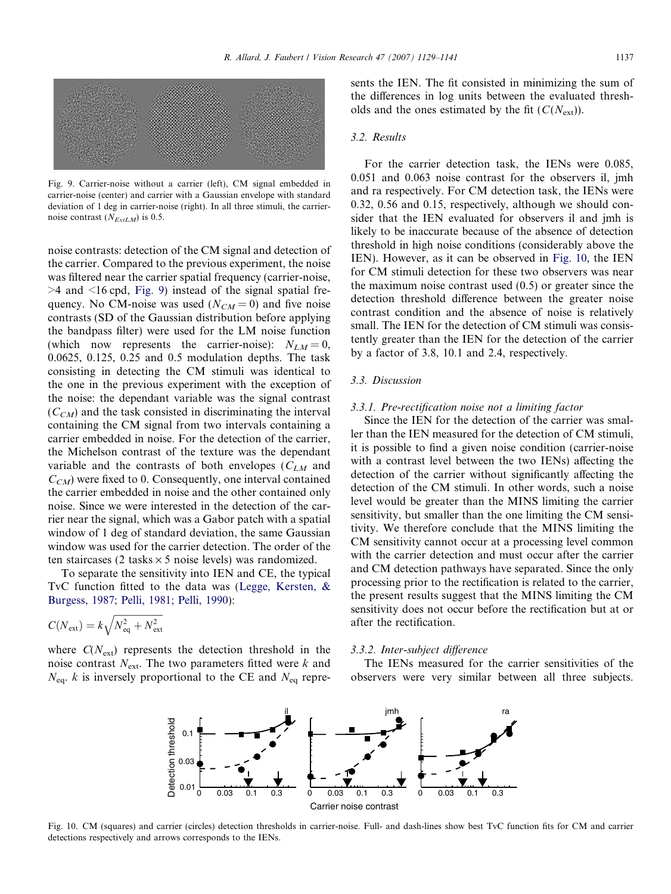Fig. 9. Carrier-noise without a carrier (left), CM signal embedded in carrier-noise (center) and carrier with a Gaussian envelope with standard deviation of 1 deg in carrier-noise (right). In all three stimuli, the carrier-noise contrast ($N_{ExtLM}$) is 0.5.

noise contrasts: detection of the CM signal and detection of the carrier. Compared to the previous experiment, the noise was filtered near the carrier spatial frequency (carrier-noise, >4 and <16 cpd, Fig. 9) instead of the signal spatial frequency. No CM-noise was used ($N_{CM} = 0$) and five noise contrasts (SD of the Gaussian distribution before applying the bandpass filter) were used for the LM noise function (which now represents the carrier-noise): $N_{LM} = 0$, 0.0625, 0.125, 0.25 and 0.5 modulation depths. The task consisting in detecting the CM stimuli was identical to the one in the previous experiment with the exception of the noise: the dependant variable was the signal contrast ($C_{CM}$) and the task consisted in discriminating the interval containing the CM signal from two intervals containing a carrier embedded in noise. For the detection of the carrier, the Michelson contrast of the texture was the dependant variable and the contrasts of both envelopes ($C_{LM}$ and $C_{CM}$) were fixed to 0. Consequently, one interval contained the carrier embedded in noise and the other contained only noise. Since we were interested in the detection of the carrier near the signal, which was a Gabor patch with a spatial window of 1 deg of standard deviation, the same Gaussian window was used for the carrier detection. The order of the ten staircases (2 tasks × 5 noise levels) was randomized.

To separate the sensitivity into IEN and CE, the typical TvC function fitted to the data was (Legge, Kersten, & Burgess, 1987; Pelli, 1981; Pelli, 1990):

$$C(N_{\text{ext}}) = k\sqrt{N_{\text{eq}}^2 + N_{\text{ext}}^2}$$

where $C(N_{\text{ext}})$ represents the detection threshold in the noise contrast $N_{\text{ext}}$. The two parameters fitted were $k$ and $N_{\text{eq}}$. $k$ is inversely proportional to the CE and $N_{\text{eq}}$ represents the IEN. The fit consisted in minimizing the sum of the differences in log units between the evaluated thresholds and the ones estimated by the fit ($C(N_{\text{ext}})$).

### 3.2. Results

For the carrier detection task, the IENs were 0.085, 0.051 and 0.063 noise contrast for the observers il, jmh and ra respectively. For CM detection task, the IENs were 0.32, 0.56 and 0.15, respectively, although we should consider that the IEN evaluated for observers il and jmh is likely to be inaccurate because of the absence of detection threshold in high noise conditions (considerably above the IEN). However, as it can be observed in Fig. 10, the IEN for CM stimuli detection for these two observers was near the maximum noise contrast used (0.5) or greater since the detection threshold difference between the greater noise contrast condition and the absence of noise is relatively small. The IEN for the detection of CM stimuli was consistently greater than the IEN for the detection of the carrier by a factor of 3.8, 10.1 and 2.4, respectively.

### 3.3. Discussion

#### 3.3.1. Pre-rectification noise not a limiting factor

Since the IEN for the detection of the carrier was smaller than the IEN measured for the detection of CM stimuli, it is possible to find a given noise condition (carrier-noise with a contrast level between the two IENs) affecting the detection of the carrier without significantly affecting the detection of the CM stimuli. In other words, such a noise level would be greater than the MINS limiting the carrier sensitivity, but smaller than the one limiting the CM sensitivity. We therefore conclude that the MINS limiting the CM sensitivity cannot occur at a processing level common with the carrier detection and must occur after the carrier and CM detection pathways have separated. Since the only processing prior to the rectification is related to the carrier, the present results suggest that the MINS limiting the CM sensitivity does not occur before the rectification but at or after the rectification.

#### 3.3.2. Inter-subject difference

The IENs measured for the carrier sensitivities of the observers were very similar between all three subjects.

Fig. 10. CM (squares) and carrier (circles) detection thresholds in carrier-noise. Full- and dash-lines show best TvC function fits for CM and carrier detections respectively and arrows corresponds to the IENs.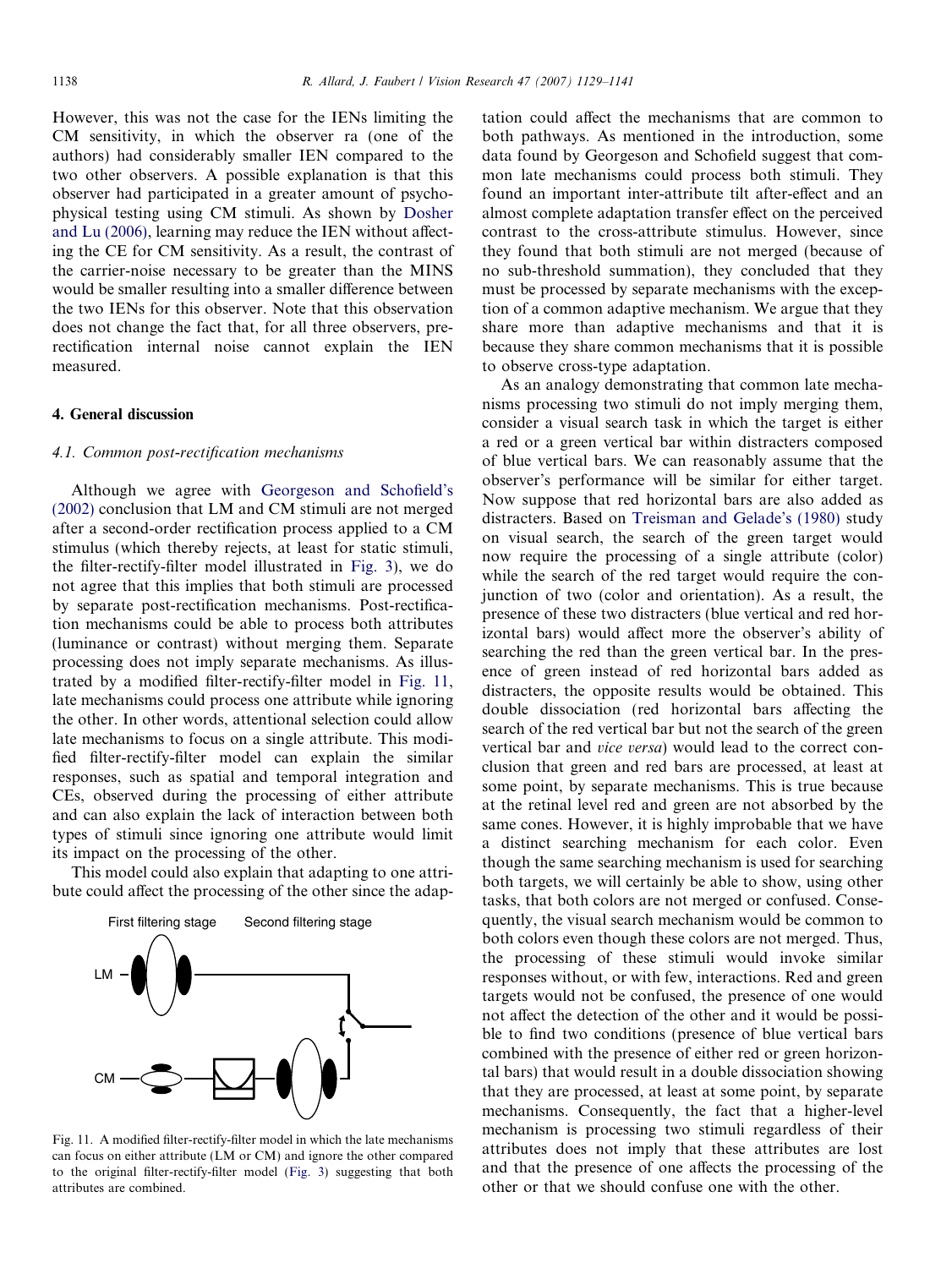However, this was not the case for the IENs limiting the CM sensitivity, in which the observer ra (one of the authors) had considerably smaller IEN compared to the two other observers. A possible explanation is that this observer had participated in a greater amount of psychophysical testing using CM stimuli. As shown by Dosher and Lu (2006), learning may reduce the IEN without affecting the CE for CM sensitivity. As a result, the contrast of the carrier-noise necessary to be greater than the MINS would be smaller resulting into a smaller difference between the two IENs for this observer. Note that this observation does not change the fact that, for all three observers, pre-rectification internal noise cannot explain the IEN measured.

## 4. General discussion

### 4.1. Common post-rectification mechanisms

Although we agree with Georgeson and Schofield's (2002) conclusion that LM and CM stimuli are not merged after a second-order rectification process applied to a CM stimulus (which thereby rejects, at least for static stimuli, the filter-rectify-filter model illustrated in Fig. 3), we do not agree that this implies that both stimuli are processed by separate post-rectification mechanisms. Post-rectification mechanisms could be able to process both attributes (luminance or contrast) without merging them. Separate processing does not imply separate mechanisms. As illustrated by a modified filter-rectify-filter model in Fig. 11, late mechanisms could process one attribute while ignoring the other. In other words, attentional selection could allow late mechanisms to focus on a single attribute. This modified filter-rectify-filter model can explain the similar responses, such as spatial and temporal integration and CEs, observed during the processing of either attribute and can also explain the lack of interaction between both types of stimuli since ignoring one attribute would limit its impact on the processing of the other.

This model could also explain that adapting to one attribute could affect the processing of the other since the adaptation could affect the mechanisms that are common to both pathways. As mentioned in the introduction, some data found by Georgeson and Schofield suggest that common late mechanisms could process both stimuli. They found an important inter-attribute tilt after-effect and an almost complete adaptation transfer effect on the perceived contrast to the cross-attribute stimulus. However, since they found that both stimuli are not merged (because of no sub-threshold summation), they concluded that they must be processed by separate mechanisms with the exception of a common adaptive mechanism. We argue that they share more than adaptive mechanisms and that it is because they share common mechanisms that it is possible to observe cross-type adaptation.

As an analogy demonstrating that common late mechanisms processing two stimuli do not imply merging them, consider a visual search task in which the target is either a red or a green vertical bar within distracters composed of blue vertical bars. We can reasonably assume that the observer's performance will be similar for either target. Now suppose that red horizontal bars are also added as distracters. Based on Treisman and Gelade's (1980) study on visual search, the search of the green target would now require the processing of a single attribute (color) while the search of the red target would require the conjunction of two (color and orientation). As a result, the presence of these two distracters (blue vertical and red horizontal bars) would affect more the observer's ability of searching the red than the green vertical bar. In the presence of green instead of red horizontal bars added as distracters, the opposite results would be obtained. This double dissociation (red horizontal bars affecting the search of the red vertical bar but not the search of the green vertical bar and *vice versa*) would lead to the correct conclusion that green and red bars are processed, at least at some point, by separate mechanisms. This is true because at the retinal level red and green are not absorbed by the same cones. However, it is highly improbable that we have a distinct searching mechanism for each color. Even though the same searching mechanism is used for searching both targets, we will certainly be able to show, using other tasks, that both colors are not merged or confused. Consequently, the visual search mechanism would be common to both colors even though these colors are not merged. Thus, the processing of these stimuli would invoke similar responses without, or with few, interactions. Red and green targets would not be confused, the presence of one would not affect the detection of the other and it would be possible to find two conditions (presence of blue vertical bars combined with the presence of either red or green horizontal bars) that would result in a double dissociation showing that they are processed, at least at some point, by separate mechanisms. Consequently, the fact that a higher-level mechanism is processing two stimuli regardless of their attributes does not imply that these attributes are lost and that the presence of one affects the processing of the other or that we should confuse one with the other.

First filtering stage
Second filtering stage
LM
CM

Fig. 11. A modified filter-rectify-filter model in which the late mechanisms can focus on either attribute (LM or CM) and ignore the other compared to the original filter-rectify-filter model (Fig. 3) suggesting that both attributes are combined.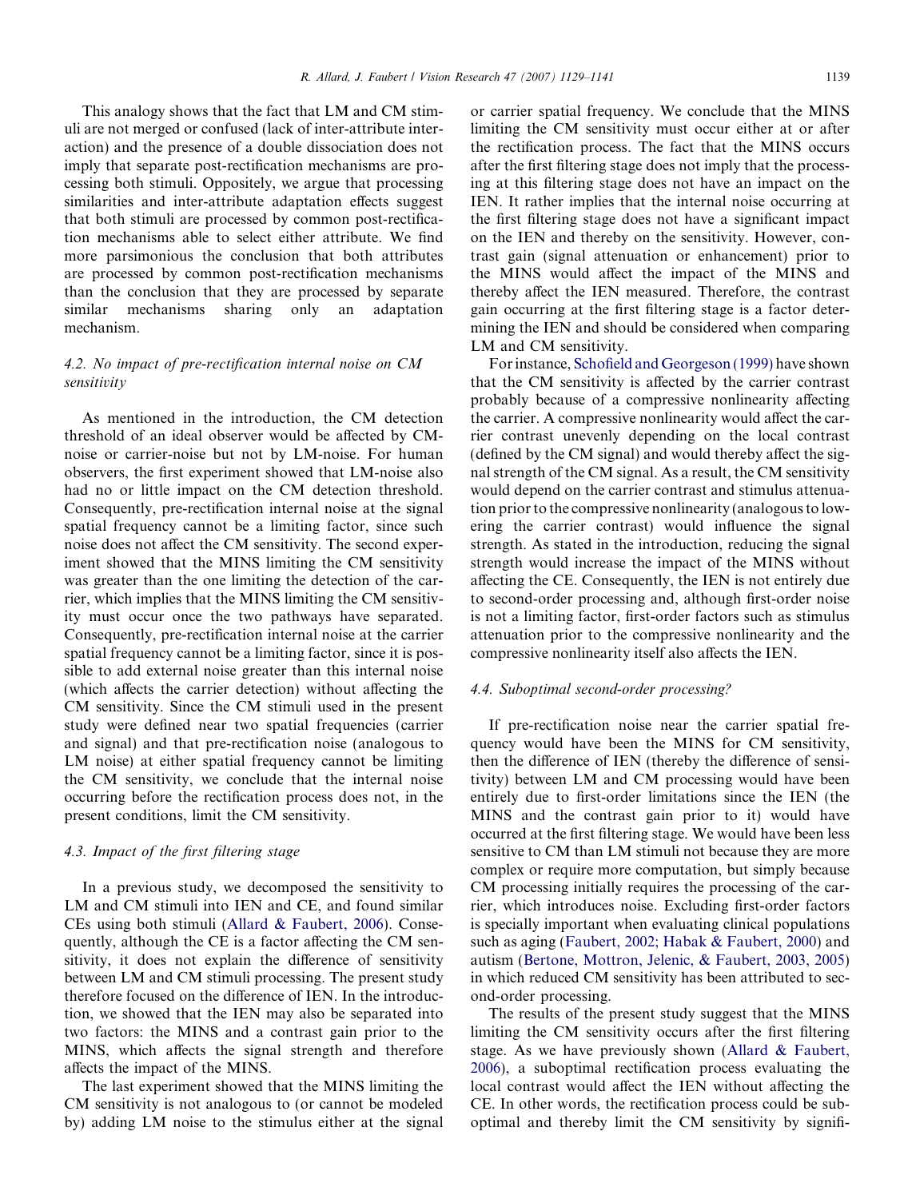This analogy shows that the fact that LM and CM stimuli are not merged or confused (lack of inter-attribute interaction) and the presence of a double dissociation does not imply that separate post-rectification mechanisms are processing both stimuli. Oppositely, we argue that processing similarities and inter-attribute adaptation effects suggest that both stimuli are processed by common post-rectification mechanisms able to select either attribute. We find more parsimonious the conclusion that both attributes are processed by common post-rectification mechanisms than the conclusion that they are processed by separate similar mechanisms sharing only an adaptation mechanism.

### 4.2. No impact of pre-rectification internal noise on CM sensitivity

As mentioned in the introduction, the CM detection threshold of an ideal observer would be affected by CM-noise or carrier-noise but not by LM-noise. For human observers, the first experiment showed that LM-noise also had no or little impact on the CM detection threshold. Consequently, pre-rectification internal noise at the signal spatial frequency cannot be a limiting factor, since such noise does not affect the CM sensitivity. The second experiment showed that the MINS limiting the CM sensitivity was greater than the one limiting the detection of the carrier, which implies that the MINS limiting the CM sensitivity must occur once the two pathways have separated. Consequently, pre-rectification internal noise at the carrier spatial frequency cannot be a limiting factor, since it is possible to add external noise greater than this internal noise (which affects the carrier detection) without affecting the CM sensitivity. Since the CM stimuli used in the present study were defined near two spatial frequencies (carrier and signal) and that pre-rectification noise (analogous to LM noise) at either spatial frequency cannot be limiting the CM sensitivity, we conclude that the internal noise occurring before the rectification process does not, in the present conditions, limit the CM sensitivity.

### 4.3. Impact of the first filtering stage

In a previous study, we decomposed the sensitivity to LM and CM stimuli into IEN and CE, and found similar CEs using both stimuli (Allard & Faubert, 2006). Consequently, although the CE is a factor affecting the CM sensitivity, it does not explain the difference of sensitivity between LM and CM stimuli processing. The present study therefore focused on the difference of IEN. In the introduction, we showed that the IEN may also be separated into two factors: the MINS and a contrast gain prior to the MINS, which affects the signal strength and therefore affects the impact of the MINS.

The last experiment showed that the MINS limiting the CM sensitivity is not analogous to (or cannot be modeled by) adding LM noise to the stimulus either at the signal or carrier spatial frequency. We conclude that the MINS limiting the CM sensitivity must occur either at or after the rectification process. The fact that the MINS occurs after the first filtering stage does not imply that the processing at this filtering stage does not have an impact on the IEN. It rather implies that the internal noise occurring at the first filtering stage does not have a significant impact on the IEN and thereby on the sensitivity. However, contrast gain (signal attenuation or enhancement) prior to the MINS would affect the impact of the MINS and thereby affect the IEN measured. Therefore, the contrast gain occurring at the first filtering stage is a factor determining the IEN and should be considered when comparing LM and CM sensitivity.

For instance, Schofield and Georgeson (1999) have shown that the CM sensitivity is affected by the carrier contrast probably because of a compressive nonlinearity affecting the carrier. A compressive nonlinearity would affect the carrier contrast unevenly depending on the local contrast (defined by the CM signal) and would thereby affect the signal strength of the CM signal. As a result, the CM sensitivity would depend on the carrier contrast and stimulus attenuation prior to the compressive nonlinearity (analogous to lowering the carrier contrast) would influence the signal strength. As stated in the introduction, reducing the signal strength would increase the impact of the MINS without affecting the CE. Consequently, the IEN is not entirely due to second-order processing and, although first-order noise is not a limiting factor, first-order factors such as stimulus attenuation prior to the compressive nonlinearity and the compressive nonlinearity itself also affects the IEN.

### 4.4. Suboptimal second-order processing?

If pre-rectification noise near the carrier spatial frequency would have been the MINS for CM sensitivity, then the difference of IEN (thereby the difference of sensitivity) between LM and CM processing would have been entirely due to first-order limitations since the IEN (the MINS and the contrast gain prior to it) would have occurred at the first filtering stage. We would have been less sensitive to CM than LM stimuli not because they are more complex or require more computation, but simply because CM processing initially requires the processing of the carrier, which introduces noise. Excluding first-order factors is especially important when evaluating clinical populations such as aging (Faubert, 2002; Habak & Faubert, 2000) and autism (Bertone, Mottron, Jelenic, & Faubert, 2003, 2005) in which reduced CM sensitivity has been attributed to second-order processing.

The results of the present study suggest that the MINS limiting the CM sensitivity occurs after the first filtering stage. As we have previously shown (Allard & Faubert, 2006), a suboptimal rectification process evaluating the local contrast would affect the IEN without affecting the CE. In other words, the rectification process could be suboptimal and thereby limit the CM sensitivity by signifi-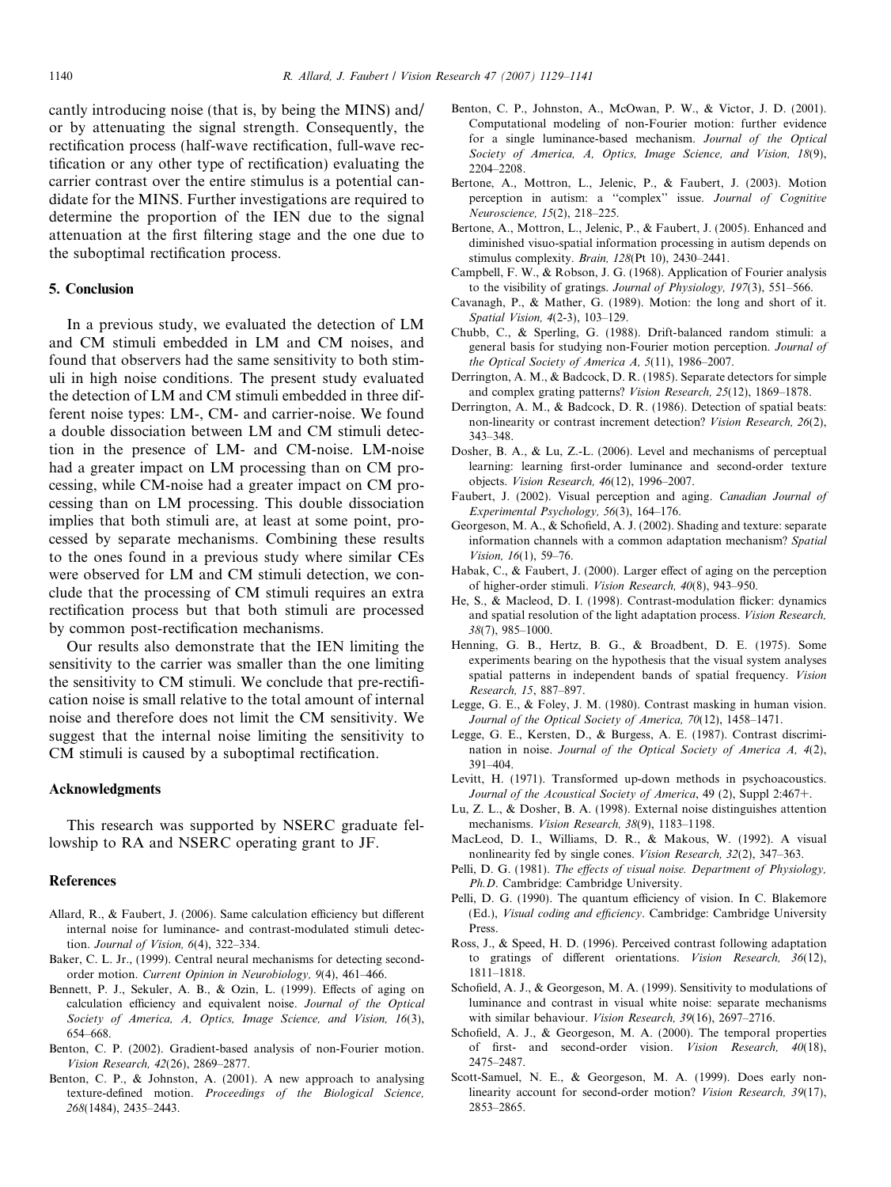cantly introducing noise (that is, by being the MINS) and/or by attenuating the signal strength. Consequently, the rectification process (half-wave rectification, full-wave rectification or any other type of rectification) evaluating the carrier contrast over the entire stimulus is a potential candidate for the MINS. Further investigations are required to determine the proportion of the IEN due to the signal attenuation at the first filtering stage and the one due to the suboptimal rectification process.

## 5. Conclusion

In a previous study, we evaluated the detection of LM and CM stimuli embedded in LM and CM noises, and found that observers had the same sensitivity to both stimuli in high noise conditions. The present study evaluated the detection of LM and CM stimuli embedded in three different noise types: LM-, CM- and carrier-noise. We found a double dissociation between LM and CM stimuli detection in the presence of LM- and CM-noise. LM-noise had a greater impact on LM processing than on CM processing, while CM-noise had a greater impact on CM processing than on LM processing. This double dissociation implies that both stimuli are, at least at some point, processed by separate mechanisms. Combining these results to the ones found in a previous study where similar CEs were observed for LM and CM stimuli detection, we conclude that the processing of CM stimuli requires an extra rectification process but that both stimuli are processed by common post-rectification mechanisms.

Our results also demonstrate that the IEN limiting the sensitivity to the carrier was smaller than the one limiting the sensitivity to CM stimuli. We conclude that pre-rectification noise is small relative to the total amount of internal noise and therefore does not limit the CM sensitivity. We suggest that the internal noise limiting the sensitivity to CM stimuli is caused by a suboptimal rectification.

## Acknowledgments

This research was supported by NSERC graduate fellowship to RA and NSERC operating grant to JF.

## References

Allard, R., & Faubert, J. (2006). Same calculation efficiency but different internal noise for luminance- and contrast-modulated stimuli detection. *Journal of Vision, 6*(4), 322–334.

Baker, C. L. Jr., (1999). Central neural mechanisms for detecting second-order motion. *Current Opinion in Neurobiology, 9*(4), 461–466.

Bennett, P. J., Sekuler, A. B., & Ozin, L. (1999). Effects of aging on calculation efficiency and equivalent noise. *Journal of the Optical Society of America, A, Optics, Image Science, and Vision, 16*(3), 654–668.

Benton, C. P. (2002). Gradient-based analysis of non-Fourier motion. *Vision Research, 42*(26), 2869–2877.

Benton, C. P., & Johnston, A. (2001). A new approach to analysing texture-defined motion. *Proceedings of the Biological Science, 268*(1484), 2435–2443.

Benton, C. P., Johnston, A., McOwan, P. W., & Victor, J. D. (2001). Computational modeling of non-Fourier motion: further evidence for a single luminance-based mechanism. *Journal of the Optical Society of America, A, Optics, Image Science, and Vision, 18*(9), 2204–2208.

Bertone, A., Mottron, L., Jelenic, P., & Faubert, J. (2003). Motion perception in autism: a "complex" issue. *Journal of Cognitive Neuroscience, 15*(2), 218–225.

Bertone, A., Mottron, L., Jelenic, P., & Faubert, J. (2005). Enhanced and diminished visuo-spatial information processing in autism depends on stimulus complexity. *Brain, 128*(Pt 10), 2430–2441.

Campbell, F. W., & Robson, J. G. (1968). Application of Fourier analysis to the visibility of gratings. *Journal of Physiology, 197*(3), 551–566.

Cavanagh, P., & Mather, G. (1989). Motion: the long and short of it. *Spatial Vision, 4*(2-3), 103–129.

Chubb, C., & Sperling, G. (1988). Drift-balanced random stimuli: a general basis for studying non-Fourier motion perception. *Journal of the Optical Society of America A, 5*(11), 1986–2007.

Derrington, A. M., & Badcock, D. R. (1985). Separate detectors for simple and complex grating patterns? *Vision Research, 25*(12), 1869–1878.

Derrington, A. M., & Badcock, D. R. (1986). Detection of spatial beats: non-linearity or contrast increment detection? *Vision Research, 26*(2), 343–348.

Dosher, B. A., & Lu, Z.-L. (2006). Level and mechanisms of perceptual learning: learning first-order luminance and second-order texture objects. *Vision Research, 46*(12), 1996–2007.

Faubert, J. (2002). Visual perception and aging. *Canadian Journal of Experimental Psychology, 56*(3), 164–176.

Georgeson, M. A., & Schofield, A. J. (2002). Shading and texture: separate information channels with a common adaptation mechanism? *Spatial Vision, 16*(1), 59–76.

Habak, C., & Faubert, J. (2000). Larger effect of aging on the perception of higher-order stimuli. *Vision Research, 40*(8), 943–950.

He, S., & Macleod, D. I. (1998). Contrast-modulation flicker: dynamics and spatial resolution of the light adaptation process. *Vision Research, 38*(7), 985–1000.

Henning, G. B., Hertz, B. G., & Broadbent, D. E. (1975). Some experiments bearing on the hypothesis that the visual system analyses spatial patterns in independent bands of spatial frequency. *Vision Research, 15*, 887–897.

Legge, G. E., & Foley, J. M. (1980). Contrast masking in human vision. *Journal of the Optical Society of America, 70*(12), 1458–1471.

Legge, G. E., Kersten, D., & Burgess, A. E. (1987). Contrast discrimination in noise. *Journal of the Optical Society of America A, 4*(2), 391–404.

Levitt, H. (1971). Transformed up-down methods in psychoacoustics. *Journal of the Acoustical Society of America*, 49 (2), Suppl 2:467+.

Lu, Z. L., & Dosher, B. A. (1998). External noise distinguishes attention mechanisms. *Vision Research, 38*(9), 1183–1198.

MacLeod, D. I., Williams, D. R., & Makous, W. (1992). A visual nonlinearity fed by single cones. *Vision Research, 32*(2), 347–363.

Pelli, D. G. (1981). *The effects of visual noise. Department of Physiology, Ph.D*. Cambridge: Cambridge University.

Pelli, D. G. (1990). The quantum efficiency of vision. In C. Blakemore (Ed.), *Visual coding and efficiency*. Cambridge: Cambridge University Press.

Ross, J., & Speed, H. D. (1996). Perceived contrast following adaptation to gratings of different orientations. *Vision Research, 36*(12), 1811–1818.

Schofield, A. J., & Georgeson, M. A. (1999). Sensitivity to modulations of luminance and contrast in visual white noise: separate mechanisms with similar behaviour. *Vision Research, 39*(16), 2697–2716.

Schofield, A. J., & Georgeson, M. A. (2000). The temporal properties of first- and second-order vision. *Vision Research, 40*(18), 2475–2487.

Scott-Samuel, N. E., & Georgeson, M. A. (1999). Does early non-linearity account for second-order motion? *Vision Research, 39*(17), 2853–2865.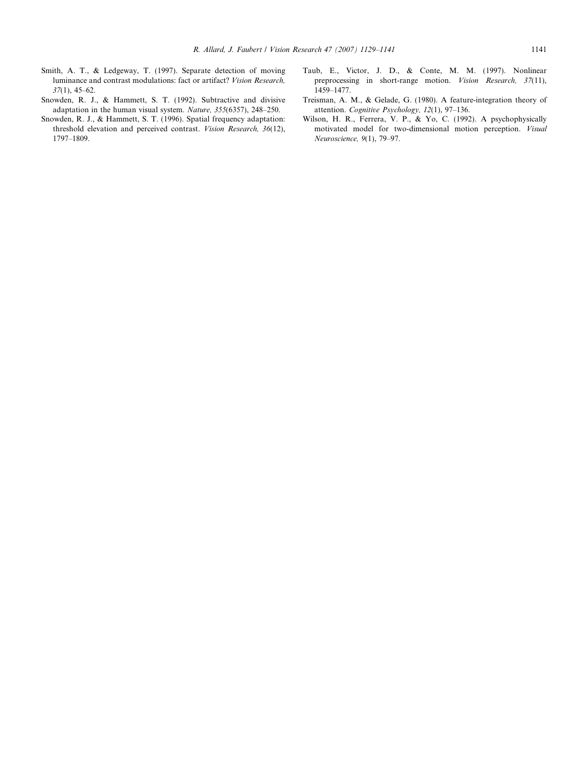Smith, A. T., & Ledgeway, T. (1997). Separate detection of moving luminance and contrast modulations: fact or artifact? *Vision Research, 37*(1), 45–62.

Snowden, R. J., & Hammett, S. T. (1992). Subtractive and divisive adaptation in the human visual system. *Nature, 355*(6357), 248–250.

Snowden, R. J., & Hammett, S. T. (1996). Spatial frequency adaptation: threshold elevation and perceived contrast. *Vision Research, 36*(12), 1797–1809.

Taub, E., Victor, J. D., & Conte, M. M. (1997). Nonlinear preprocessing in short-range motion. *Vision Research, 37*(11), 1459–1477.

Treisman, A. M., & Gelade, G. (1980). A feature-integration theory of attention. *Cognitive Psychology, 12*(1), 97–136.

Wilson, H. R., Ferrera, V. P., & Yo, C. (1992). A psychophysically motivated model for two-dimensional motion perception. *Visual Neuroscience, 9*(1), 79–97.